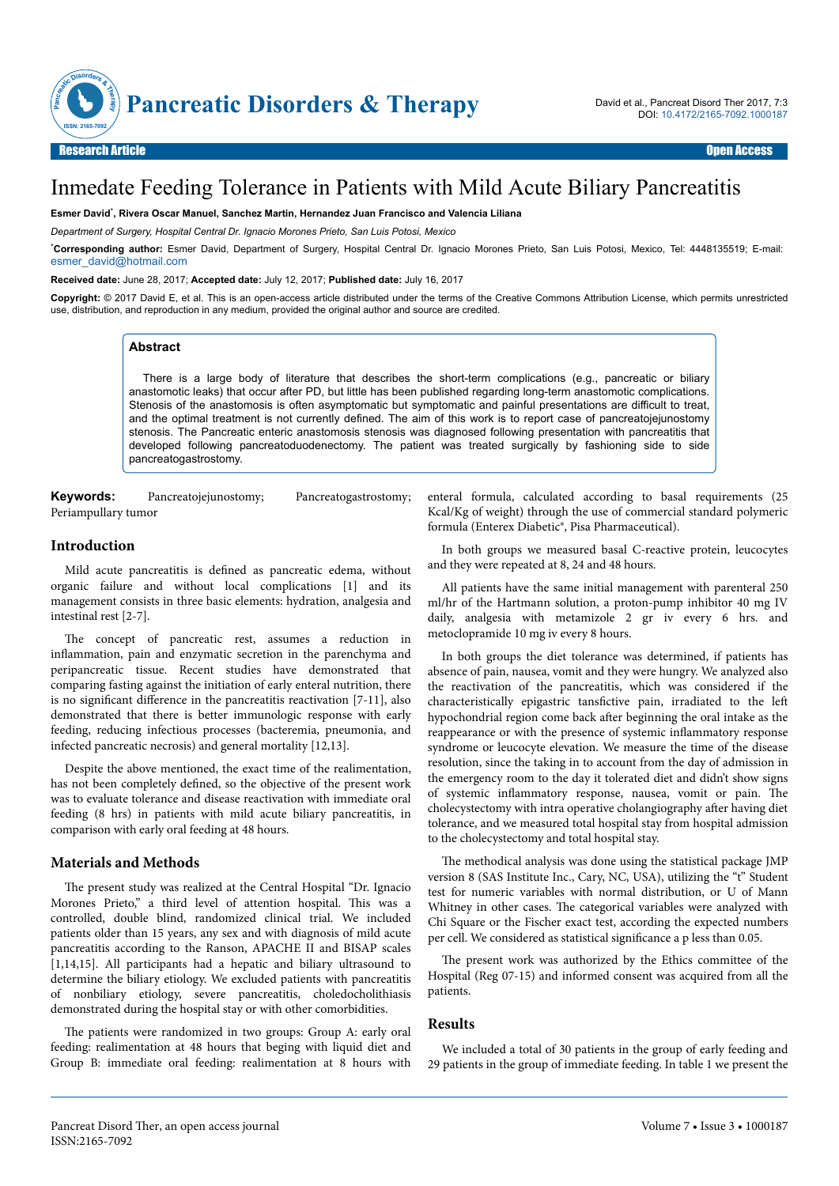Research Article | Open Access

# Inmedate Feeding Tolerance in Patients with Mild Acute Biliary Pancreatitis

**Esmer David[*], Rivera Oscar Manuel, Sanchez Martin, Hernandez Juan Francisco and Valencia Liliana**

*Department of Surgery, Hospital Central Dr. Ignacio Morones Prieto, San Luis Potosi, Mexico*

[*]**Corresponding author:** Esmer David, Department of Surgery, Hospital Central Dr. Ignacio Morones Prieto, San Luis Potosi, Mexico, Tel: 4448135519; E-mail: esmer_david@hotmail.com

**Received date:** June 28, 2017; **Accepted date:** July 12, 2017; **Published date:** July 16, 2017

**Copyright:** © 2017 David E, et al. This is an open-access article distributed under the terms of the Creative Commons Attribution License, which permits unrestricted use, distribution, and reproduction in any medium, provided the original author and source are credited.

## Abstract

There is a large body of literature that describes the short-term complications (e.g., pancreatic or biliary anastomotic leaks) that occur after PD, but little has been published regarding long-term anastomotic complications. Stenosis of the anastomosis is often asymptomatic but symptomatic and painful presentations are difficult to treat, and the optimal treatment is not currently defined. The aim of this work is to report case of pancreatojejunostomy stenosis. The Pancreatic enteric anastomosis stenosis was diagnosed following presentation with pancreatitis that developed following pancreatoduodenectomy. The patient was treated surgically by fashioning side to side pancreatogastrostomy.

**Keywords:** Pancreatojejunostomy; Pancreatogastrostomy; Periampullary tumor

## Introduction

Mild acute pancreatitis is defined as pancreatic edema, without organic failure and without local complications [1] and its management consists in three basic elements: hydration, analgesia and intestinal rest [2-7].

The concept of pancreatic rest, assumes a reduction in inflammation, pain and enzymatic secretion in the parenchyma and peripancreatic tissue. Recent studies have demonstrated that comparing fasting against the initiation of early enteral nutrition, there is no significant difference in the pancreatitis reactivation [7-11], also demonstrated that there is better immunologic response with early feeding, reducing infectious processes (bacteremia, pneumonia, and infected pancreatic necrosis) and general mortality [12,13].

Despite the above mentioned, the exact time of the realimentation, has not been completely defined, so the objective of the present work was to evaluate tolerance and disease reactivation with immediate oral feeding (8 hrs) in patients with mild acute biliary pancreatitis, in comparison with early oral feeding at 48 hours.

## Materials and Methods

The present study was realized at the Central Hospital "Dr. Ignacio Morones Prieto," a third level of attention hospital. This was a controlled, double blind, randomized clinical trial. We included patients older than 15 years, any sex and with diagnosis of mild acute pancreatitis according to the Ranson, APACHE II and BISAP scales [1,14,15]. All participants had a hepatic and biliary ultrasound to determine the biliary etiology. We excluded patients with pancreatitis of nonbiliary etiology, severe pancreatitis, choledocholithiasis demonstrated during the hospital stay or with other comorbidities.

The patients were randomized in two groups: Group A: early oral feeding: realimentation at 48 hours that beging with liquid diet and Group B: immediate oral feeding: realimentation at 8 hours with enteral formula, calculated according to basal requirements (25 Kcal/Kg of weight) through the use of commercial standard polymeric formula (Enterex Diabetic®, Pisa Pharmaceutical).

In both groups we measured basal C-reactive protein, leucocytes and they were repeated at 8, 24 and 48 hours.

All patients have the same initial management with parenteral 250 ml/hr of the Hartmann solution, a proton-pump inhibitor 40 mg IV daily, analgesia with metamizole 2 gr iv every 6 hrs. and metoclopramide 10 mg iv every 8 hours.

In both groups the diet tolerance was determined, if patients has absence of pain, nausea, vomit and they were hungry. We analyzed also the reactivation of the pancreatitis, which was considered if the characteristically epigastric tansfictive pain, irradiated to the left hypochondrial region come back after beginning the oral intake as the reappearance or with the presence of systemic inflammatory response syndrome or leucocyte elevation. We measure the time of the disease resolution, since the taking in to account from the day of admission in the emergency room to the day it tolerated diet and didn't show signs of systemic inflammatory response, nausea, vomit or pain. The cholecystectomy with intra operative cholangiography after having diet tolerance, and we measured total hospital stay from hospital admission to the cholecystectomy and total hospital stay.

The methodical analysis was done using the statistical package JMP version 8 (SAS Institute Inc., Cary, NC, USA), utilizing the "t" Student test for numeric variables with normal distribution, or U of Mann Whitney in other cases. The categorical variables were analyzed with Chi Square or the Fischer exact test, according the expected numbers per cell. We considered as statistical significance a p less than 0.05.

The present work was authorized by the Ethics committee of the Hospital (Reg 07-15) and informed consent was acquired from all the patients.

## Results

We included a total of 30 patients in the group of early feeding and 29 patients in the group of immediate feeding. In table 1 we present the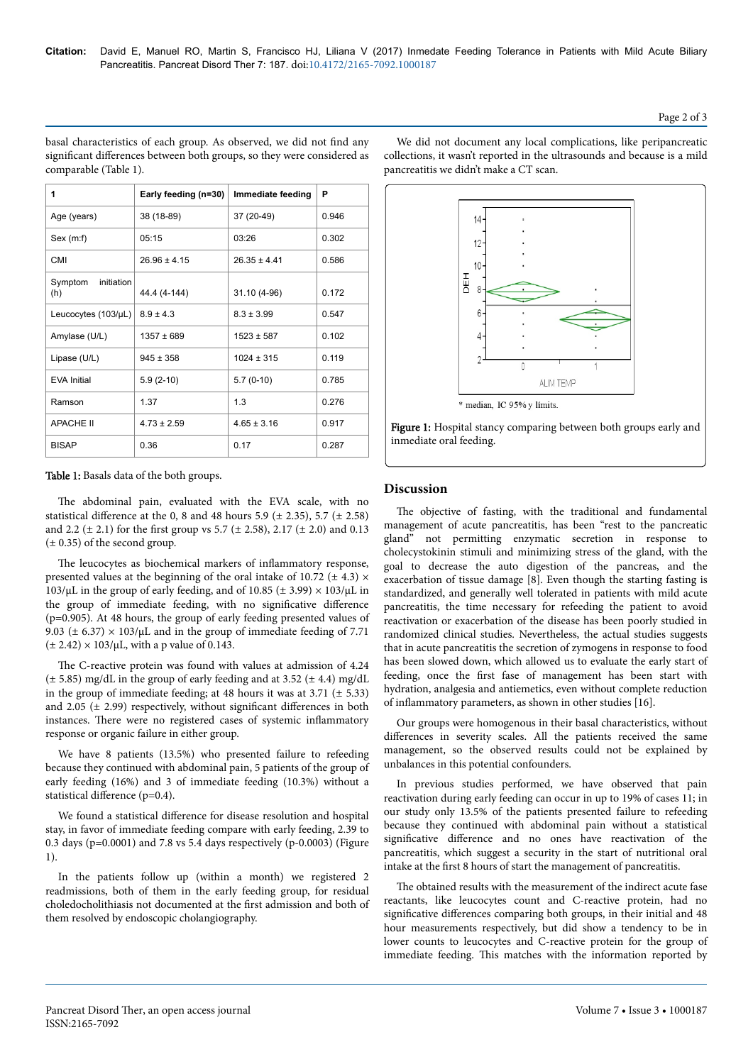basal characteristics of each group. As observed, we did not find any significant differences between both groups, so they were considered as comparable (Table 1).

| 1 | Early feeding (n=30) | Immediate feeding | P |
|---|---|---|---|
| Age (years) | 38 (18-89) | 37 (20-49) | 0.946 |
| Sex (m:f) | 05:15 | 03:26 | 0.302 |
| CMI | 26.96 ± 4.15 | 26.35 ± 4.41 | 0.586 |
| Symptom initiation (h) | 44.4 (4-144) | 31.10 (4-96) | 0.172 |
| Leucocytes (103/μL) | 8.9 ± 4.3 | 8.3 ± 3.99 | 0.547 |
| Amylase (U/L) | 1357 ± 689 | 1523 ± 587 | 0.102 |
| Lipase (U/L) | 945 ± 358 | 1024 ± 315 | 0.119 |
| EVA Initial | 5.9 (2-10) | 5.7 (0-10) | 0.785 |
| Ramson | 1.37 | 1.3 | 0.276 |
| APACHE II | 4.73 ± 2.59 | 4.65 ± 3.16 | 0.917 |
| BISAP | 0.36 | 0.17 | 0.287 |

**Table 1:** Basals data of the both groups.

The abdominal pain, evaluated with the EVA scale, with no statistical difference at the 0, 8 and 48 hours 5.9 (± 2.35), 5.7 (± 2.58) and 2.2 (± 2.1) for the first group vs 5.7 (± 2.58), 2.17 (± 2.0) and 0.13 (± 0.35) of the second group.

The leucocytes as biochemical markers of inflammatory response, presented values at the beginning of the oral intake of 10.72 (± 4.3) × 103/μL in the group of early feeding, and of 10.85 (± 3.99) × 103/μL in the group of immediate feeding, with no significative difference (p=0.905). At 48 hours, the group of early feeding presented values of 9.03 (± 6.37) × 103/μL and in the group of immediate feeding of 7.71 (± 2.42) × 103/μL, with a p value of 0.143.

The C-reactive protein was found with values at admission of 4.24 (± 5.85) mg/dL in the group of early feeding and at 3.52 (± 4.4) mg/dL in the group of immediate feeding; at 48 hours it was at 3.71 (± 5.33) and 2.05 (± 2.99) respectively, without significant differences in both instances. There were no registered cases of systemic inflammatory response or organic failure in either group.

We have 8 patients (13.5%) who presented failure to refeeding because they continued with abdominal pain, 5 patients of the group of early feeding (16%) and 3 of immediate feeding (10.3%) without a statistical difference (p=0.4).

We found a statistical difference for disease resolution and hospital stay, in favor of immediate feeding compare with early feeding, 2.39 to 0.3 days (p=0.0001) and 7.8 vs 5.4 days respectively (p-0.0003) (Figure 1).

In the patients follow up (within a month) we registered 2 readmissions, both of them in the early feeding group, for residual choledocholithiasis not documented at the first admission and both of them resolved by endoscopic cholangiography.

We did not document any local complications, like peripancreatic collections, it wasn't reported in the ultrasounds and because is a mild pancreatitis we didn't make a CT scan.

\* median, IC 95% y limits.

**Figure 1:** Hospital stancy comparing between both groups early and inmediate oral feeding.

## Discussion

The objective of fasting, with the traditional and fundamental management of acute pancreatitis, has been "rest to the pancreatic gland" not permitting enzymatic secretion in response to cholecystokinin stimuli and minimizing stress of the gland, with the goal to decrease the auto digestion of the pancreas, and the exacerbation of tissue damage [8]. Even though the starting fasting is standardized, and generally well tolerated in patients with mild acute pancreatitis, the time necessary for refeeding the patient to avoid reactivation or exacerbation of the disease has been poorly studied in randomized clinical studies. Nevertheless, the actual studies suggests that in acute pancreatitis the secretion of zymogens in response to food has been slowed down, which allowed us to evaluate the early start of feeding, once the first fase of management has been start with hydration, analgesia and antiemetics, even without complete reduction of inflammatory parameters, as shown in other studies [16].

Our groups were homogenous in their basal characteristics, without differences in severity scales. All the patients received the same management, so the observed results could not be explained by unbalances in this potential confounders.

In previous studies performed, we have observed that pain reactivation during early feeding can occur in up to 19% of cases 11; in our study only 13.5% of the patients presented failure to refeeding because they continued with abdominal pain without a statistical significative difference and no ones have reactivation of the pancreatitis, which suggest a security in the start of nutritional oral intake at the first 8 hours of start the management of pancreatitis.

The obtained results with the measurement of the indirect acute fase reactants, like leucocytes count and C-reactive protein, had no significative differences comparing both groups, in their initial and 48 hour measurements respectively, but did show a tendency to be in lower counts to leucocytes and C-reactive protein for the group of immediate feeding. This matches with the information reported by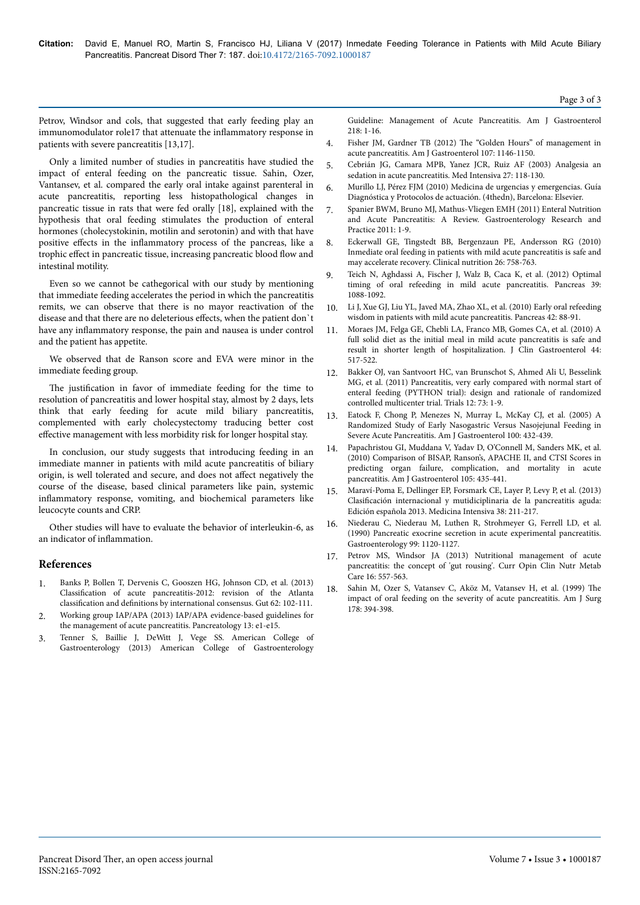Petrov, Windsor and cols, that suggested that early feeding play an immunomodulator role17 that attenuate the inflammatory response in patients with severe pancreatitis [13,17].

Only a limited number of studies in pancreatitis have studied the impact of enteral feeding on the pancreatic tissue. Sahin, Ozer, Vantansev, et al. compared the early oral intake against parenteral in acute pancreatitis, reporting less histopathological changes in pancreatic tissue in rats that were fed orally [18], explained with the hypothesis that oral feeding stimulates the production of enteral hormones (cholecystokinin, motilin and serotonin) and with that have positive effects in the inflammatory process of the pancreas, like a trophic effect in pancreatic tissue, increasing pancreatic blood flow and intestinal motility.

Even so we cannot be cathegorical with our study by mentioning that immediate feeding accelerates the period in which the pancreatitis remits, we can observe that there is no mayor reactivation of the disease and that there are no deleterious effects, when the patient don`t have any inflammatory response, the pain and nausea is under control and the patient has appetite.

We observed that de Ranson score and EVA were minor in the immediate feeding group.

The justification in favor of immediate feeding for the time to resolution of pancreatitis and lower hospital stay, almost by 2 days, lets think that early feeding for acute mild biliary pancreatitis, complemented with early cholecystectomy traducing better cost effective management with less morbidity risk for longer hospital stay.

In conclusion, our study suggests that introducing feeding in an immediate manner in patients with mild acute pancreatitis of biliary origin, is well tolerated and secure, and does not affect negatively the course of the disease, based clinical parameters like pain, systemic inflammatory response, vomiting, and biochemical parameters like leucocyte counts and CRP.

Other studies will have to evaluate the behavior of interleukin-6, as an indicator of inflammation.

## References

1. Banks P, Bollen T, Dervenis C, Gooszen HG, Johnson CD, et al. (2013) Classification of acute pancreatitis-2012: revision of the Atlanta classification and definitions by international consensus. Gut 62: 102-111.
2. Working group IAP/APA (2013) IAP/APA evidence-based guidelines for the management of acute pancreatitis. Pancreatology 13: e1-e15.
3. Tenner S, Baillie J, DeWitt J, Vege SS. American College of Gastroenterology (2013) American College of Gastroenterology Guideline: Management of Acute Pancreatitis. Am J Gastroenterol 218: 1-16.
4. Fisher JM, Gardner TB (2012) The "Golden Hours" of management in acute pancreatitis. Am J Gastroenterol 107: 1146-1150.
5. Cebrián JG, Camara MPB, Yanez JCR, Ruiz AF (2003) Analgesia an sedation in acute pancreatitis. Med Intensiva 27: 118-130.
6. Murillo LJ, Pérez FJM (2010) Medicina de urgencias y emergencias. Guía Diagnóstica y Protocolos de actuación. (4thedn), Barcelona: Elsevier.
7. Spanier BWM, Bruno MJ, Mathus-Vliegen EMH (2011) Enteral Nutrition and Acute Pancreatitis: A Review. Gastroenterology Research and Practice 2011: 1-9.
8. Eckerwall GE, Tingstedt BB, Bergenzaun PE, Andersson RG (2010) Inmediate oral feeding in patients with mild acute pancreatitis is safe and may accelerate recovery. Clinical nutrition 26: 758-763.
9. Teich N, Aghdassi A, Fischer J, Walz B, Caca K, et al. (2012) Optimal timing of oral refeeding in mild acute pancreatitis. Pancreas 39: 1088-1092.
10. Li J, Xue GJ, Liu YL, Javed MA, Zhao XL, et al. (2010) Early oral refeeding wisdom in patients with mild acute pancreatitis. Pancreas 42: 88-91.
11. Moraes JM, Felga GE, Chebli LA, Franco MB, Gomes CA, et al. (2010) A full solid diet as the initial meal in mild acute pancreatitis is safe and result in shorter length of hospitalization. J Clin Gastroenterol 44: 517-522.
12. Bakker OJ, van Santvoort HC, van Brunschot S, Ahmed Ali U, Besselink MG, et al. (2011) Pancreatitis, very early compared with normal start of enteral feeding (PYTHON trial): design and rationale of randomized controlled multicenter trial. Trials 12: 73: 1-9.
13. Eatock F, Chong P, Menezes N, Murray L, McKay CJ, et al. (2005) A Randomized Study of Early Nasogastric Versus Nasojejunal Feeding in Severe Acute Pancreatitis. Am J Gastroenterol 100: 432-439.
14. Papachristou GI, Muddana V, Yadav D, O'Connell M, Sanders MK, et al. (2010) Comparison of BISAP, Ranson's, APACHE II, and CTSI Scores in predicting organ failure, complication, and mortality in acute pancreatitis. Am J Gastroenterol 105: 435-441.
15. Maraví-Poma E, Dellinger EP, Forsmark CE, Layer P, Levy P, et al. (2013) Clasificación internacional y mutidiciplinaria de la pancreatitis aguda: Edición española 2013. Medicina Intensiva 38: 211-217.
16. Niederau C, Niederau M, Luthen R, Strohmeyer G, Ferrell LD, et al. (1990) Pancreatic exocrine secretion in acute experimental pancreatitis. Gastroenterology 99: 1120-1127.
17. Petrov MS, Windsor JA (2013) Nutritional management of acute pancreatitis: the concept of 'gut rousing'. Curr Opin Clin Nutr Metab Care 16: 557-563.
18. Sahin M, Ozer S, Vatansev C, Aköz M, Vatansev H, et al. (1999) The impact of oral feeding on the severity of acute pancreatitis. Am J Surg 178: 394-398.